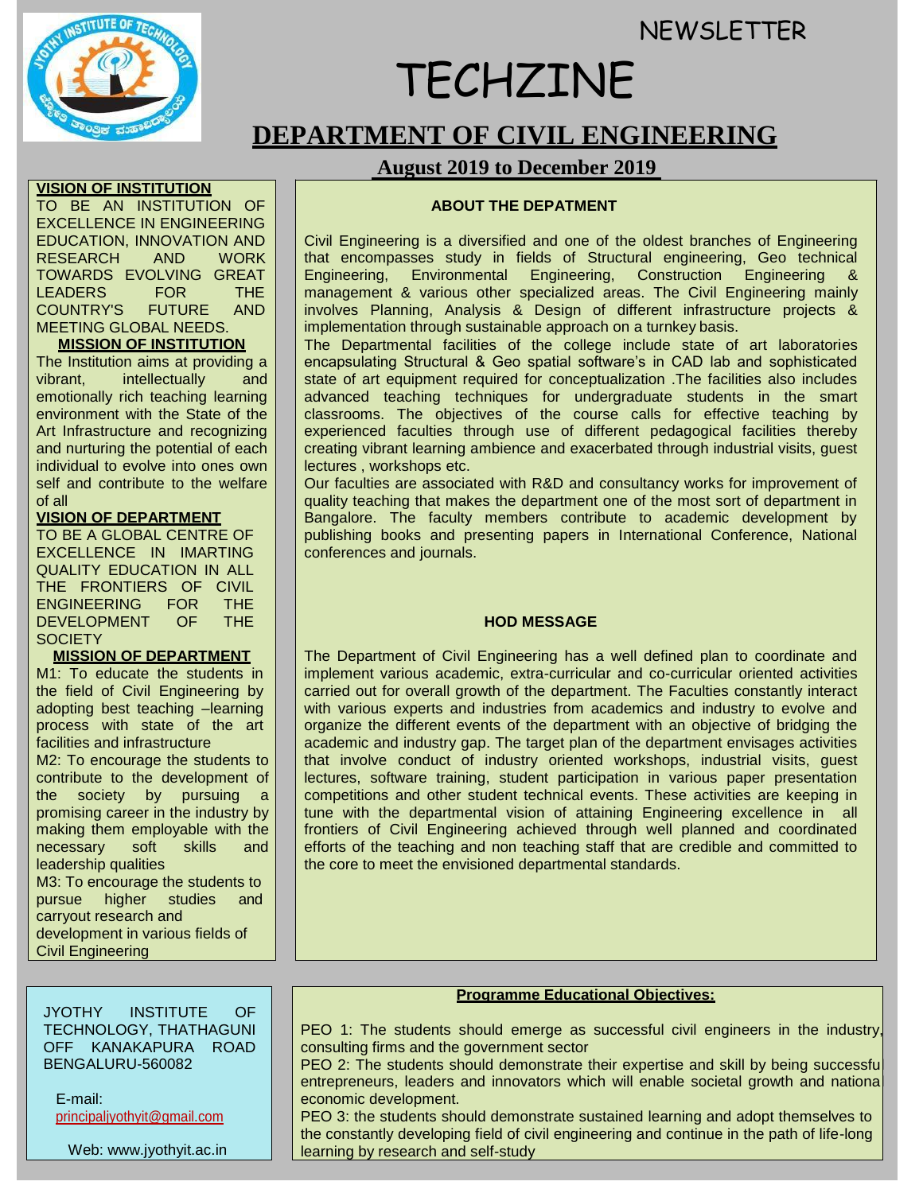NEWSLETTER

# TECHZINE

## DEPARTMENT OF CIVIL ENGINEERING

**August 2019 to December 2019**

**VISION OF INSTITUTION**

TO BE AN INSTITUTION OF EXCELLENCE IN ENGINEERING EDUCATION, INNOVATION AND RESEARCH AND WORK TOWARDS EVOLVING GREAT LEADERS FOR THE COUNTRY'S FUTURE AND MEETING GLOBAL NEEDS.

**MISSION OF INSTITUTION**

The Institution aims at providing a vibrant, intellectually and emotionally rich teaching learning environment with the State of the Art Infrastructure and recognizing and nurturing the potential of each individual to evolve into ones own self and contribute to the welfare of all

**VISION OF DEPARTMENT**

TO BE A GLOBAL CENTRE OF EXCELLENCE IN IMARTING QUALITY EDUCATION IN ALL THE FRONTIERS OF CIVIL ENGINEERING FOR THE DEVELOPMENT OF THE SOCIETY

**MISSION OF DEPARTMENT**

M1: To educate the students in the field of Civil Engineering by adopting best teaching –learning process with state of the art facilities and infrastructure

M2: To encourage the students to contribute to the development of the society by pursuing a promising career in the industry by making them employable with the necessary soft skills and leadership qualities

M3: To encourage the students to pursue higher studies and carryout research and development in various fields of Civil Engineering

**ABOUT THE DEPATMENT**

Civil Engineering is a diversified and one of the oldest branches of Engineering that encompasses study in fields of Structural engineering, Geo technical Engineering, Environmental Engineering, Construction Engineering & management & various other specialized areas. The Civil Engineering mainly involves Planning, Analysis & Design of different infrastructure projects & implementation through sustainable approach on a turnkey basis.

The Departmental facilities of the college include state of art laboratories encapsulating Structural & Geo spatial software's in CAD lab and sophisticated state of art equipment required for conceptualization .The facilities also includes advanced teaching techniques for undergraduate students in the smart classrooms. The objectives of the course calls for effective teaching by experienced faculties through use of different pedagogical facilities thereby creating vibrant learning ambience and exacerbated through industrial visits, guest lectures , workshops etc.

Our faculties are associated with R&D and consultancy works for improvement of quality teaching that makes the department one of the most sort of department in Bangalore. The faculty members contribute to academic development by publishing books and presenting papers in International Conference, National conferences and journals.

**HOD MESSAGE**

The Department of Civil Engineering has a well defined plan to coordinate and implement various academic, extra-curricular and co-curricular oriented activities carried out for overall growth of the department. The Faculties constantly interact with various experts and industries from academics and industry to evolve and organize the different events of the department with an objective of bridging the academic and industry gap. The target plan of the department envisages activities that involve conduct of industry oriented workshops, industrial visits, guest lectures, software training, student participation in various paper presentation competitions and other student technical events. These activities are keeping in tune with the departmental vision of attaining Engineering excellence in all frontiers of Civil Engineering achieved through well planned and coordinated efforts of the teaching and non teaching staff that are credible and committed to the core to meet the envisioned departmental standards.

JYOTHY INSTITUTE OF TECHNOLOGY, THATHAGUNI OFF KANAKAPURA ROAD BENGALURU-560082

E-mail: principaljyothyit@gmail.com

Web: www.jyothyit.ac.in

**Programme Educational Objectives:**

PEO 1: The students should emerge as successful civil engineers in the industry, consulting firms and the government sector

PEO 2: The students should demonstrate their expertise and skill by being successful entrepreneurs, leaders and innovators which will enable societal growth and national economic development.

PEO 3: the students should demonstrate sustained learning and adopt themselves to the constantly developing field of civil engineering and continue in the path of life-long learning by research and self-study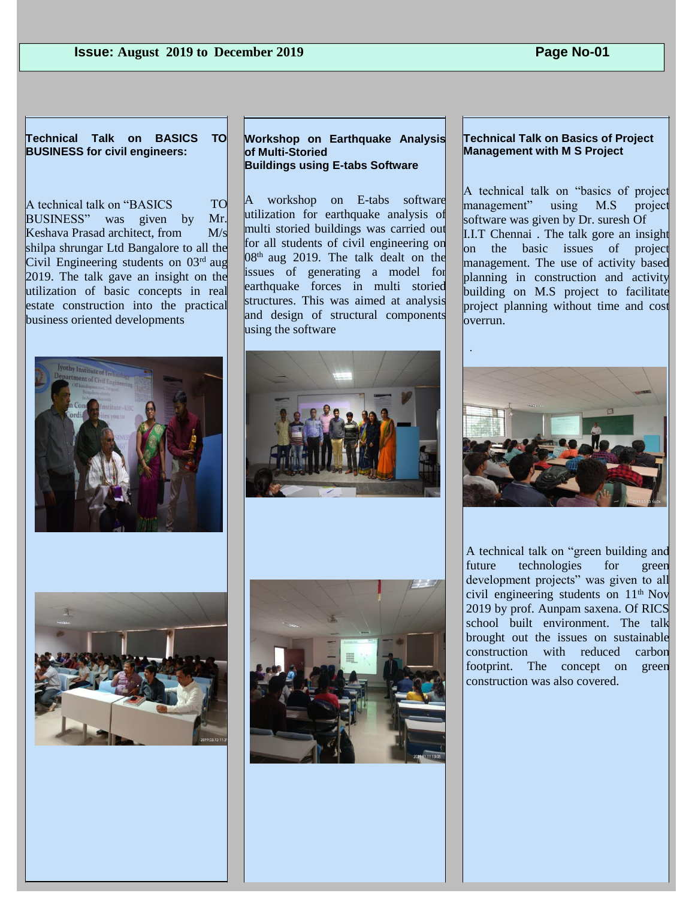### Technical Talk on BASICS TO BUSINESS for civil engineers:

A technical talk on "BASICS TO BUSINESS" was given by Mr. Keshava Prasad architect, from M/s shilpa shrungar Ltd Bangalore to all the Civil Engineering students on 03rd aug 2019. The talk gave an insight on the utilization of basic concepts in real estate construction into the practical business oriented developments

### Workshop on Earthquake Analysis of Multi-Storied Buildings using E-tabs Software

A workshop on E-tabs software utilization for earthquake analysis of multi storied buildings was carried out for all students of civil engineering on 08th aug 2019. The talk dealt on the issues of generating a model for earthquake forces in multi storied structures. This was aimed at analysis and design of structural components using the software

### Technical Talk on Basics of Project Management with M S Project

A technical talk on "basics of project management" using M.S project software was given by Dr. suresh Of I.I.T Chennai . The talk gore an insight on the basic issues of project management. The use of activity based planning in construction and activity building on M.S project to facilitate project planning without time and cost overrun.

A technical talk on "green building and future technologies for green development projects" was given to all civil engineering students on 11th Nov 2019 by prof. Aunpam saxena. Of RICS school built environment. The talk brought out the issues on sustainable construction with reduced carbon footprint. The concept on green construction was also covered.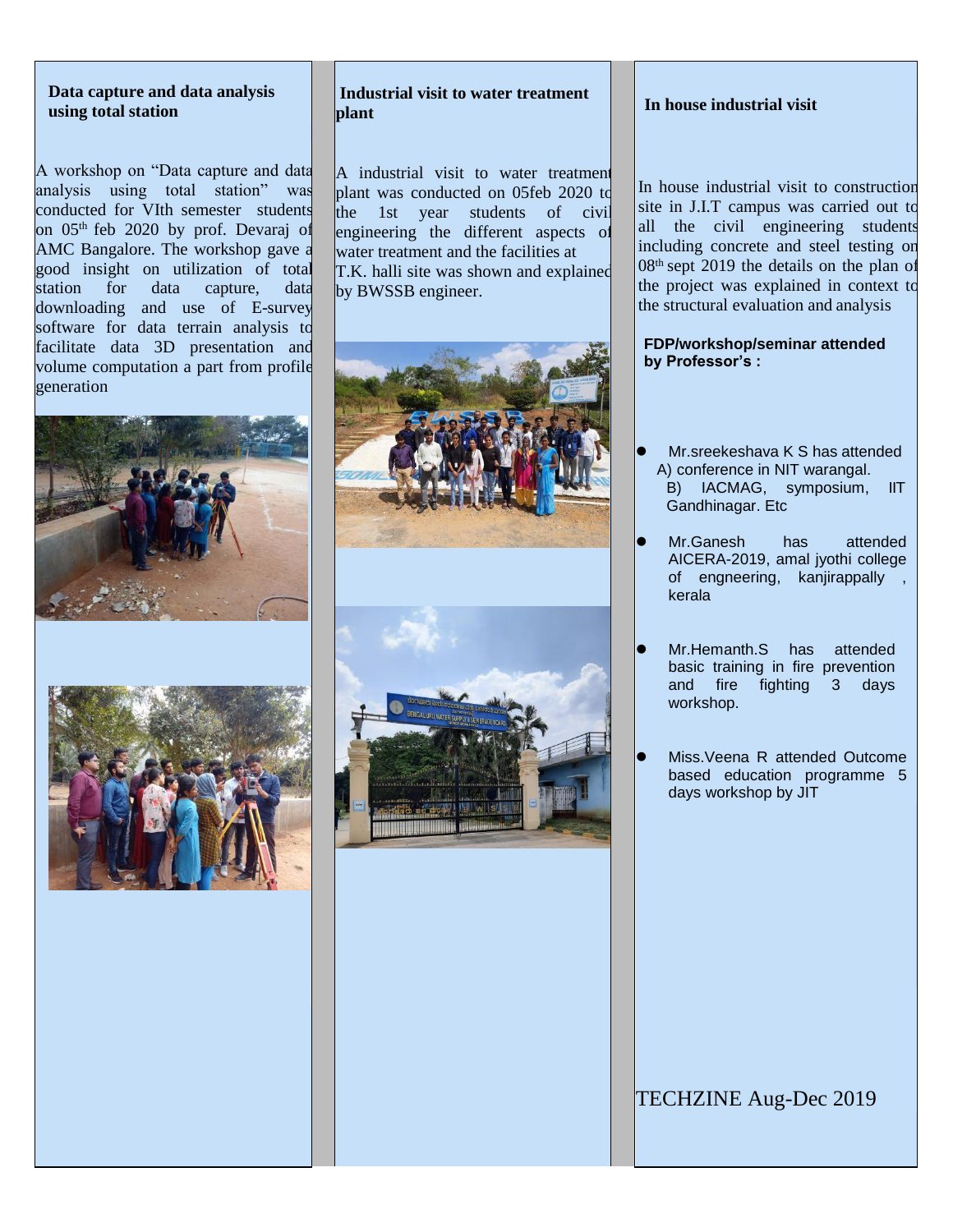## Data capture and data analysis using total station

A workshop on "Data capture and data analysis using total station" was conducted for VIth semester students on 05th feb 2020 by prof. Devaraj of AMC Bangalore. The workshop gave a good insight on utilization of total station for data capture, data downloading and use of E-survey software for data terrain analysis to facilitate data 3D presentation and volume computation a part from profile generation

## Industrial visit to water treatment plant

A industrial visit to water treatment plant was conducted on 05feb 2020 to the 1st year students of civil engineering the different aspects of water treatment and the facilities at T.K. halli site was shown and explained by BWSSB engineer.

## In house industrial visit

In house industrial visit to construction site in J.I.T campus was carried out to all the civil engineering students including concrete and steel testing on 08th sept 2019 the details on the plan of the project was explained in context to the structural evaluation and analysis

**FDP/workshop/seminar attended by Professor's :**

- Mr.sreekeshava K S has attended
  A) conference in NIT warangal.
  B) IACMAG, symposium, IIT Gandhinagar. Etc
- Mr.Ganesh has attended AICERA-2019, amal jyothi college of engneering, kanjirappally , kerala
- Mr.Hemanth.S has attended basic training in fire prevention and fire fighting 3 days workshop.
- Miss.Veena R attended Outcome based education programme 5 days workshop by JIT

TECHZINE Aug-Dec 2019